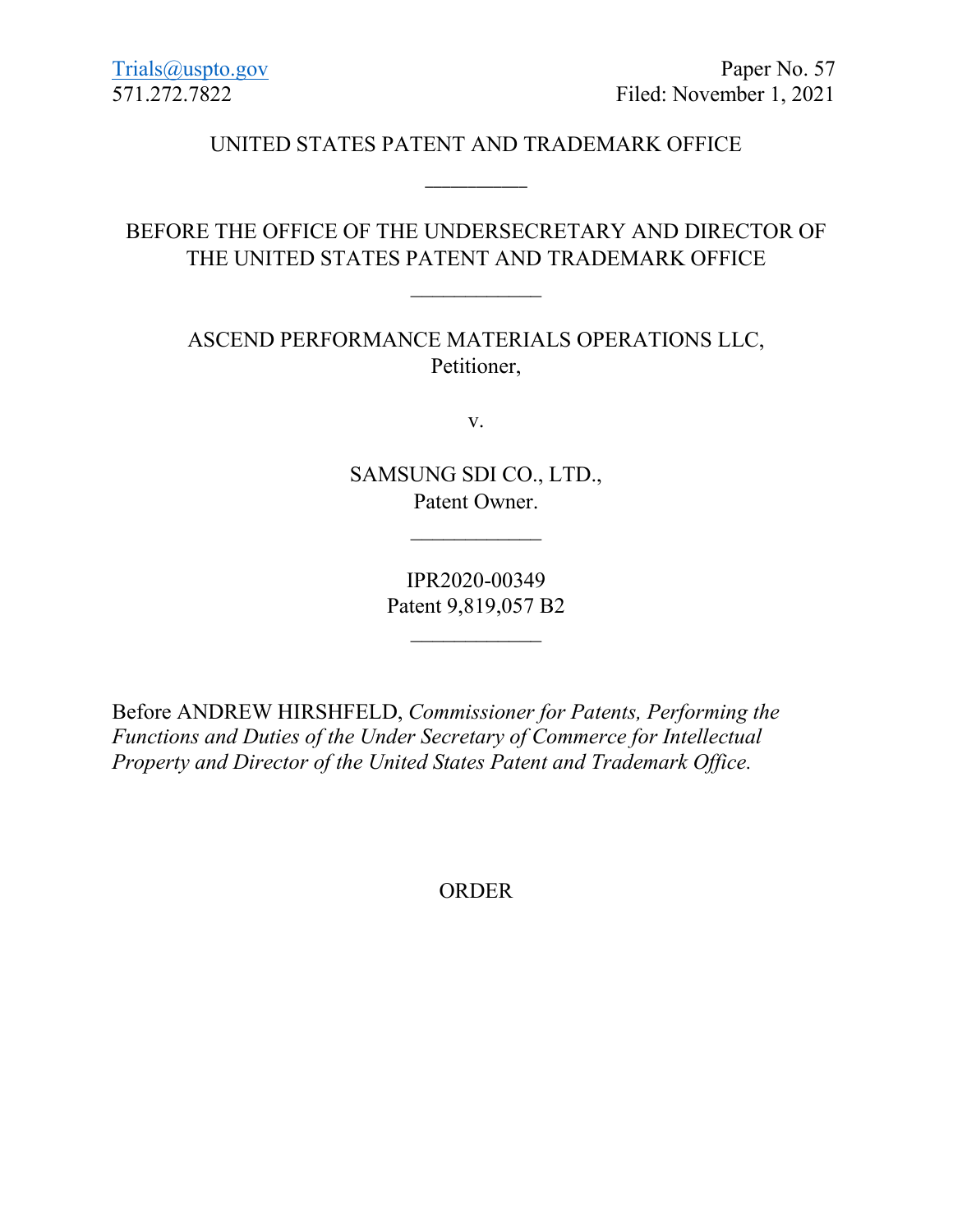Trials@uspto.gov
571.272.7822

Paper No. 57
Filed: November 1, 2021

UNITED STATES PATENT AND TRADEMARK OFFICE

---

BEFORE THE OFFICE OF THE UNDERSECRETARY AND DIRECTOR OF THE UNITED STATES PATENT AND TRADEMARK OFFICE

---

ASCEND PERFORMANCE MATERIALS OPERATIONS LLC,
Petitioner,

v.

SAMSUNG SDI CO., LTD.,
Patent Owner.

---

IPR2020-00349
Patent 9,819,057 B2

---

Before ANDREW HIRSHFELD, *Commissioner for Patents, Performing the Functions and Duties of the Under Secretary of Commerce for Intellectual Property and Director of the United States Patent and Trademark Office.*

ORDER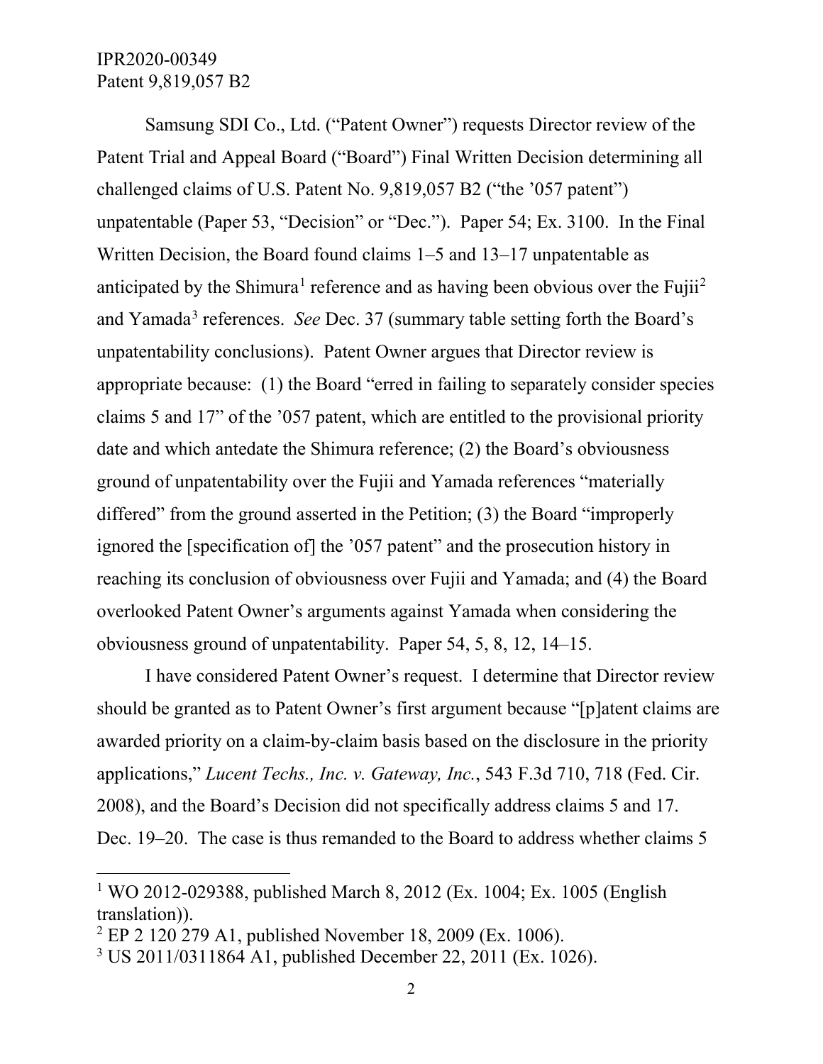Samsung SDI Co., Ltd. ("Patent Owner") requests Director review of the Patent Trial and Appeal Board ("Board") Final Written Decision determining all challenged claims of U.S. Patent No. 9,819,057 B2 ("the '057 patent") unpatentable (Paper 53, "Decision" or "Dec."). Paper 54; Ex. 3100. In the Final Written Decision, the Board found claims 1–5 and 13–17 unpatentable as anticipated by the Shimura[1] reference and as having been obvious over the Fujii[2] and Yamada[3] references. *See* Dec. 37 (summary table setting forth the Board's unpatentability conclusions). Patent Owner argues that Director review is appropriate because: (1) the Board "erred in failing to separately consider species claims 5 and 17" of the '057 patent, which are entitled to the provisional priority date and which antedate the Shimura reference; (2) the Board's obviousness ground of unpatentability over the Fujii and Yamada references "materially differed" from the ground asserted in the Petition; (3) the Board "improperly ignored the [specification of] the '057 patent" and the prosecution history in reaching its conclusion of obviousness over Fujii and Yamada; and (4) the Board overlooked Patent Owner's arguments against Yamada when considering the obviousness ground of unpatentability. Paper 54, 5, 8, 12, 14–15.

I have considered Patent Owner's request. I determine that Director review should be granted as to Patent Owner's first argument because "[p]atent claims are awarded priority on a claim-by-claim basis based on the disclosure in the priority applications," *Lucent Techs., Inc. v. Gateway, Inc.*, 543 F.3d 710, 718 (Fed. Cir. 2008), and the Board's Decision did not specifically address claims 5 and 17. Dec. 19–20. The case is thus remanded to the Board to address whether claims 5

---

[1] WO 2012-029388, published March 8, 2012 (Ex. 1004; Ex. 1005 (English translation)).

[2] EP 2 120 279 A1, published November 18, 2009 (Ex. 1006).

[3] US 2011/0311864 A1, published December 22, 2011 (Ex. 1026).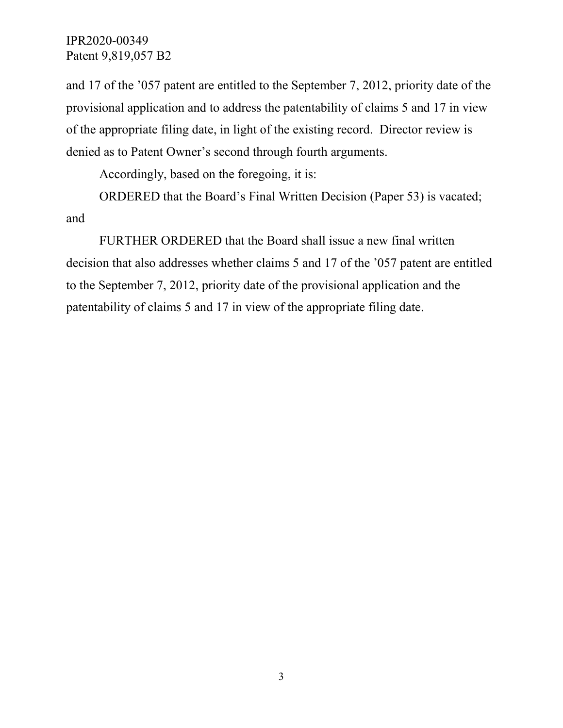and 17 of the ’057 patent are entitled to the September 7, 2012, priority date of the provisional application and to address the patentability of claims 5 and 17 in view of the appropriate filing date, in light of the existing record. Director review is denied as to Patent Owner’s second through fourth arguments.

Accordingly, based on the foregoing, it is:

ORDERED that the Board’s Final Written Decision (Paper 53) is vacated; and

FURTHER ORDERED that the Board shall issue a new final written decision that also addresses whether claims 5 and 17 of the ’057 patent are entitled to the September 7, 2012, priority date of the provisional application and the patentability of claims 5 and 17 in view of the appropriate filing date.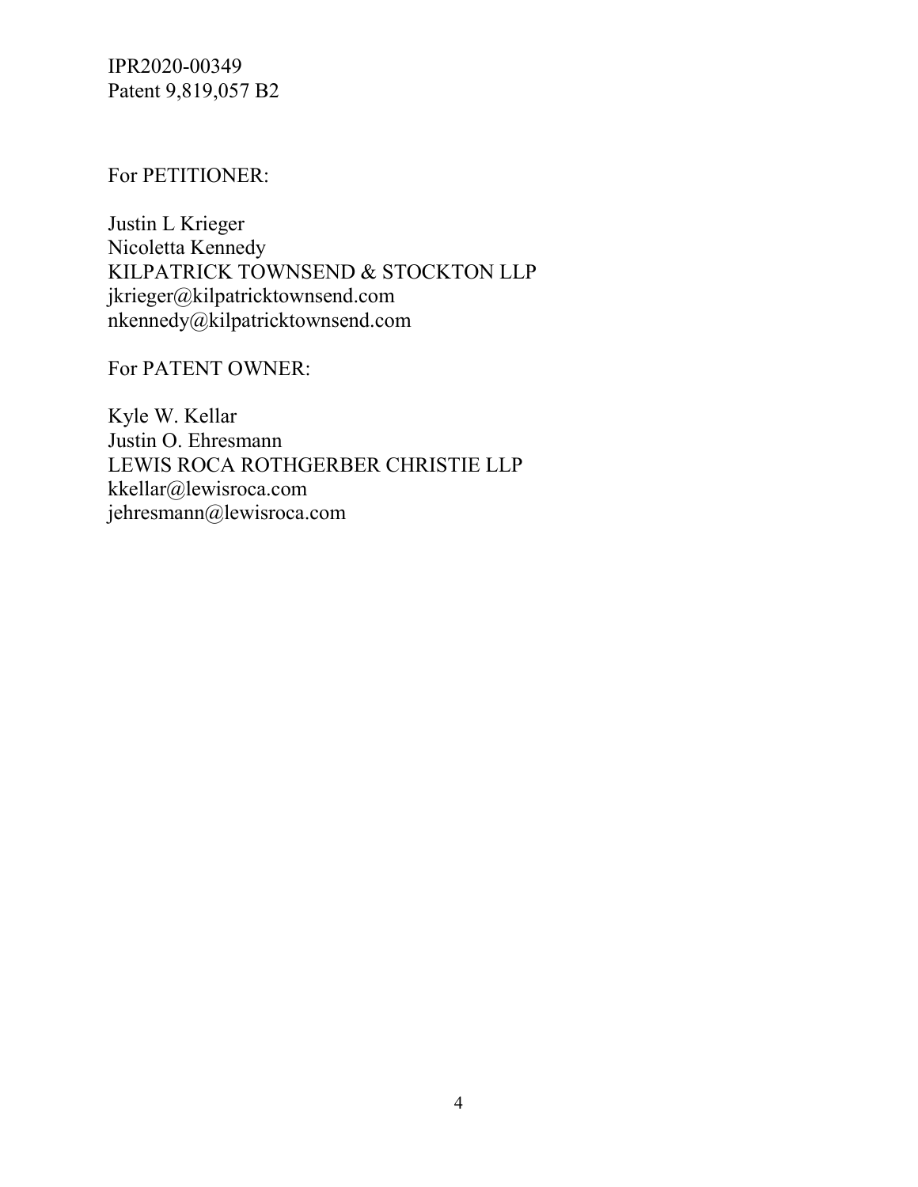For PETITIONER:

Justin L Krieger
Nicoletta Kennedy
KILPATRICK TOWNSEND & STOCKTON LLP
jkrieger@kilpatricktownsend.com
nkennedy@kilpatricktownsend.com

For PATENT OWNER:

Kyle W. Kellar
Justin O. Ehresmann
LEWIS ROCA ROTHGERBER CHRISTIE LLP
kkellar@lewisroca.com
jehresmann@lewisroca.com